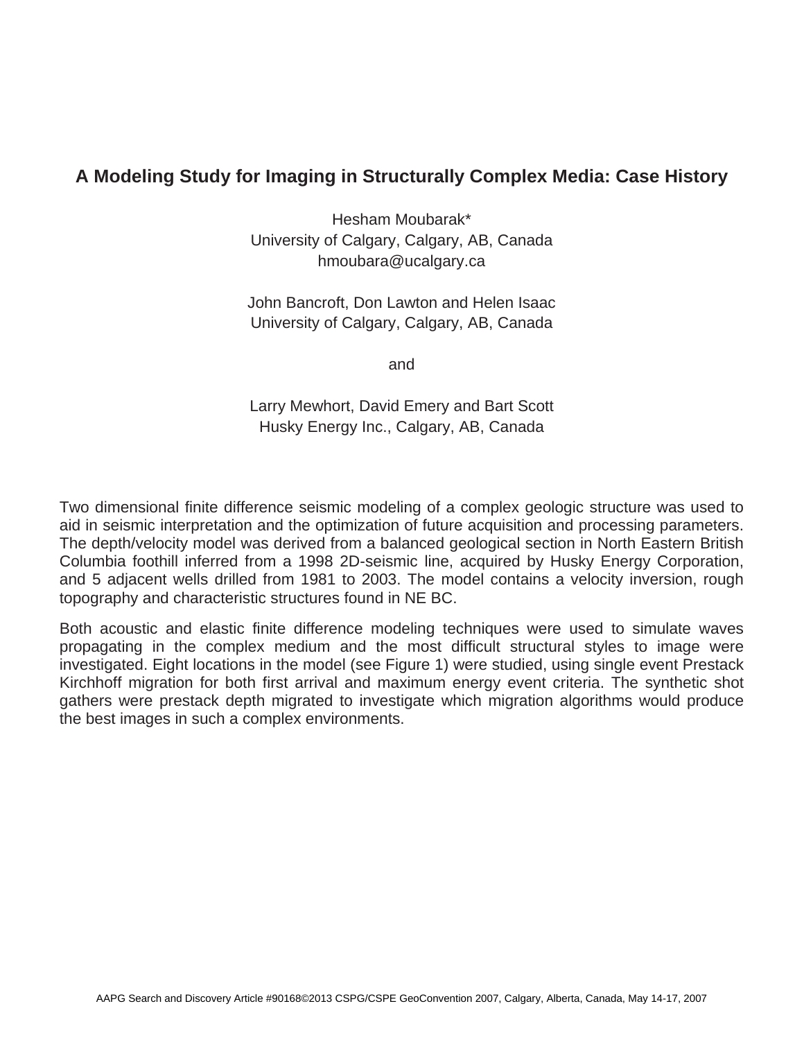# A Modeling Study for Imaging in Structurally Complex Media: Case History

Hesham Moubarak*
University of Calgary, Calgary, AB, Canada
hmoubara@ucalgary.ca

John Bancroft, Don Lawton and Helen Isaac
University of Calgary, Calgary, AB, Canada

and

Larry Mewhort, David Emery and Bart Scott
Husky Energy Inc., Calgary, AB, Canada

Two dimensional finite difference seismic modeling of a complex geologic structure was used to aid in seismic interpretation and the optimization of future acquisition and processing parameters. The depth/velocity model was derived from a balanced geological section in North Eastern British Columbia foothill inferred from a 1998 2D-seismic line, acquired by Husky Energy Corporation, and 5 adjacent wells drilled from 1981 to 2003. The model contains a velocity inversion, rough topography and characteristic structures found in NE BC.

Both acoustic and elastic finite difference modeling techniques were used to simulate waves propagating in the complex medium and the most difficult structural styles to image were investigated. Eight locations in the model (see Figure 1) were studied, using single event Prestack Kirchhoff migration for both first arrival and maximum energy event criteria. The synthetic shot gathers were prestack depth migrated to investigate which migration algorithms would produce the best images in such a complex environments.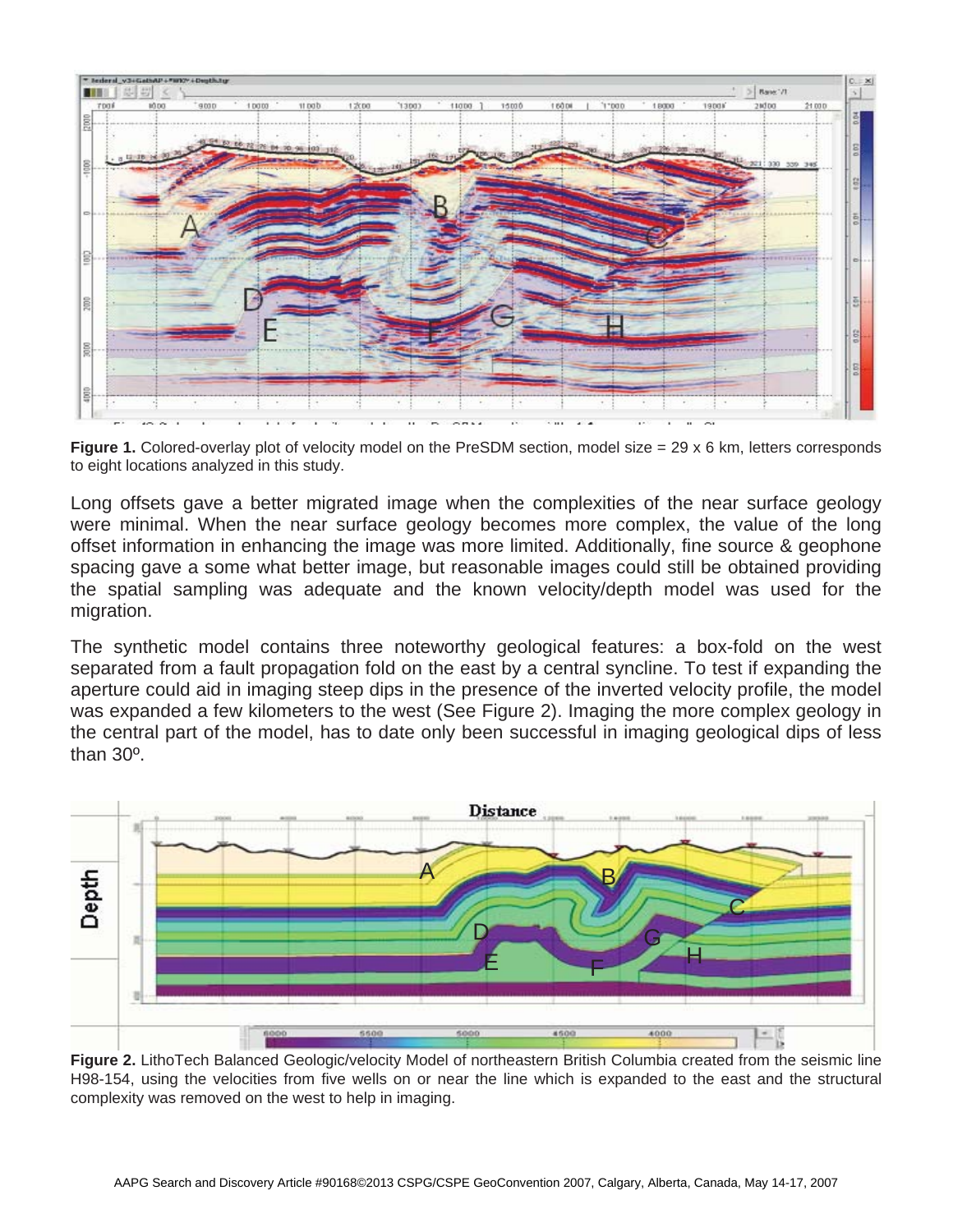**Figure 1.** Colored-overlay plot of velocity model on the PreSDM section, model size = 29 x 6 km, letters corresponds to eight locations analyzed in this study.

Long offsets gave a better migrated image when the complexities of the near surface geology were minimal. When the near surface geology becomes more complex, the value of the long offset information in enhancing the image was more limited. Additionally, fine source & geophone spacing gave a some what better image, but reasonable images could still be obtained providing the spatial sampling was adequate and the known velocity/depth model was used for the migration.

The synthetic model contains three noteworthy geological features: a box-fold on the west separated from a fault propagation fold on the east by a central syncline. To test if expanding the aperture could aid in imaging steep dips in the presence of the inverted velocity profile, the model was expanded a few kilometers to the west (See Figure 2). Imaging the more complex geology in the central part of the model, has to date only been successful in imaging geological dips of less than 30º.

**Figure 2.** LithoTech Balanced Geologic/velocity Model of northeastern British Columbia created from the seismic line H98-154, using the velocities from five wells on or near the line which is expanded to the east and the structural complexity was removed on the west to help in imaging.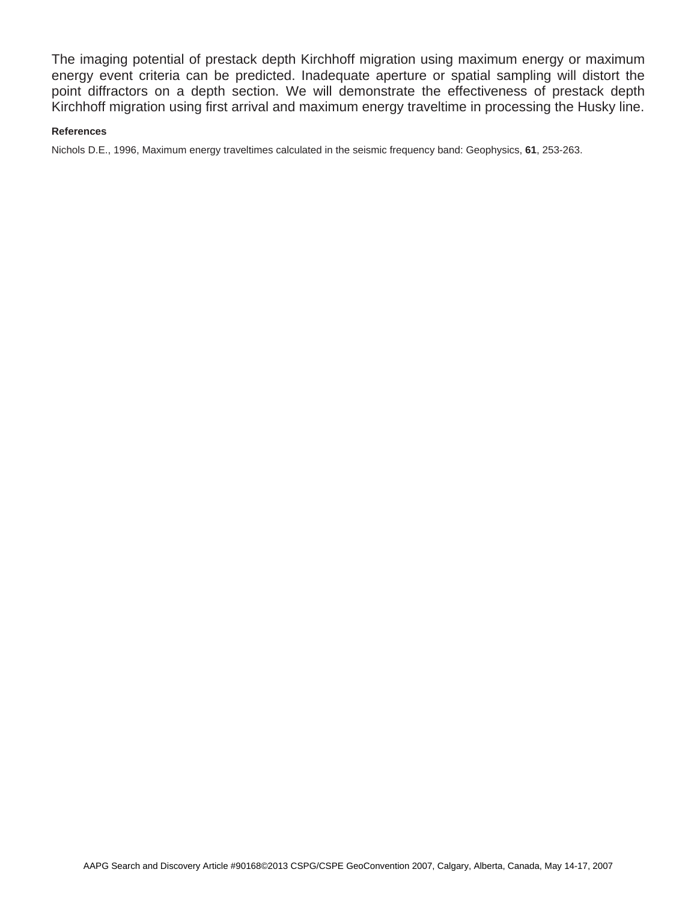The imaging potential of prestack depth Kirchhoff migration using maximum energy or maximum energy event criteria can be predicted. Inadequate aperture or spatial sampling will distort the point diffractors on a depth section. We will demonstrate the effectiveness of prestack depth Kirchhoff migration using first arrival and maximum energy traveltime in processing the Husky line.

#### References

Nichols D.E., 1996, Maximum energy traveltimes calculated in the seismic frequency band: Geophysics, **61**, 253-263.